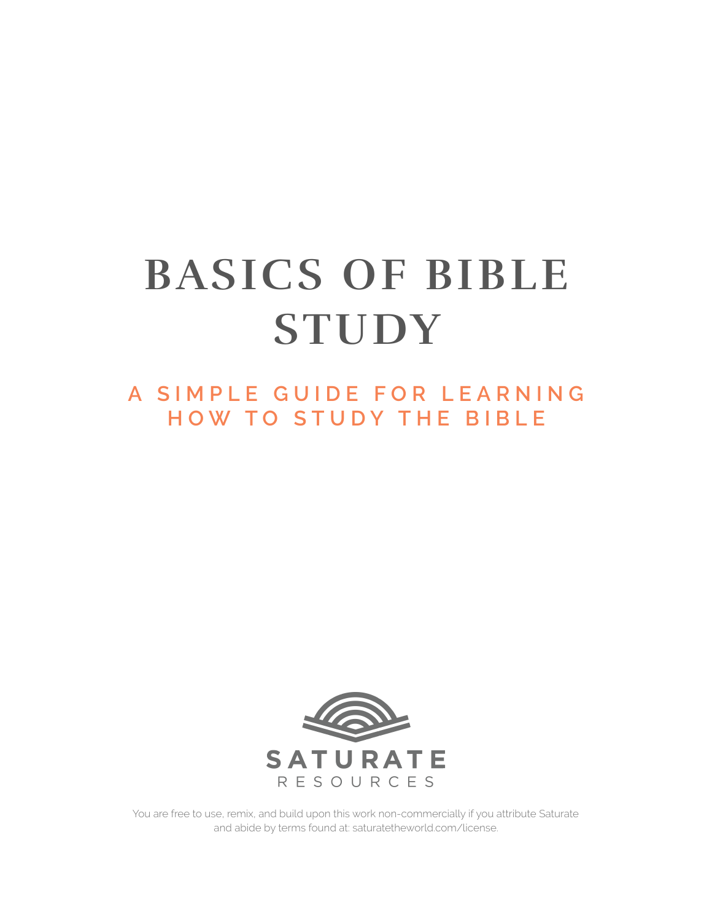# BASICS OF BIBLE STUDY

## A SIMPLE GUIDE FOR LEARNING HOW TO STUDY THE BIBLE

SATURATE
RESOURCES

You are free to use, remix, and build upon this work non-commercially if you attribute Saturate and abide by terms found at: saturatetheworld.com/license.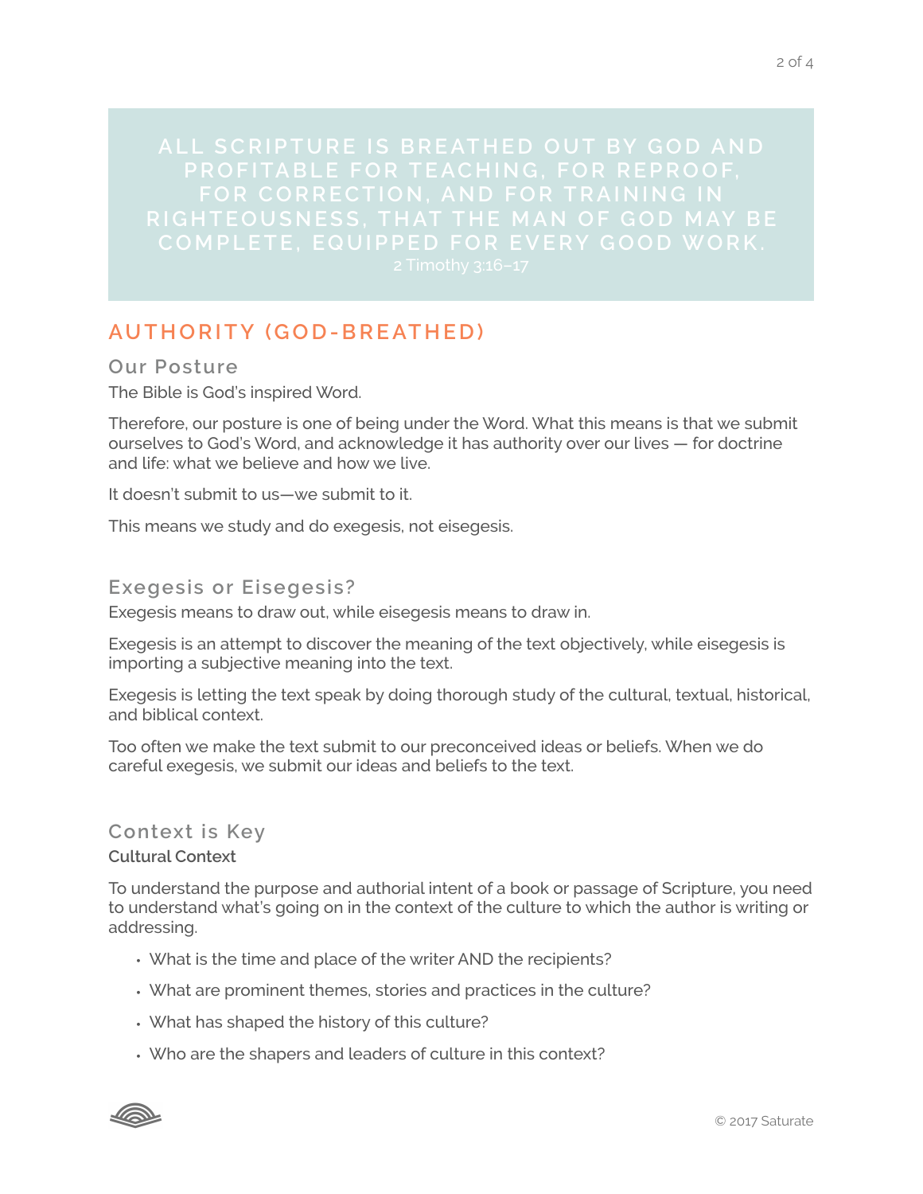> ALL SCRIPTURE IS BREATHED OUT BY GOD AND PROFITABLE FOR TEACHING, FOR REPROOF, FOR CORRECTION, AND FOR TRAINING IN RIGHTEOUSNESS, THAT THE MAN OF GOD MAY BE COMPLETE, EQUIPPED FOR EVERY GOOD WORK.
> 2 Timothy 3:16–17

## AUTHORITY (GOD-BREATHED)

### Our Posture

The Bible is God's inspired Word.

Therefore, our posture is one of being under the Word. What this means is that we submit ourselves to God's Word, and acknowledge it has authority over our lives — for doctrine and life: what we believe and how we live.

It doesn't submit to us—we submit to it.

This means we study and do exegesis, not eisegesis.

### Exegesis or Eisegesis?

Exegesis means to draw out, while eisegesis means to draw in.

Exegesis is an attempt to discover the meaning of the text objectively, while eisegesis is importing a subjective meaning into the text.

Exegesis is letting the text speak by doing thorough study of the cultural, textual, historical, and biblical context.

Too often we make the text submit to our preconceived ideas or beliefs. When we do careful exegesis, we submit our ideas and beliefs to the text.

### Context is Key

**Cultural Context**

To understand the purpose and authorial intent of a book or passage of Scripture, you need to understand what's going on in the context of the culture to which the author is writing or addressing.

- What is the time and place of the writer AND the recipients?
- What are prominent themes, stories and practices in the culture?
- What has shaped the history of this culture?
- Who are the shapers and leaders of culture in this context?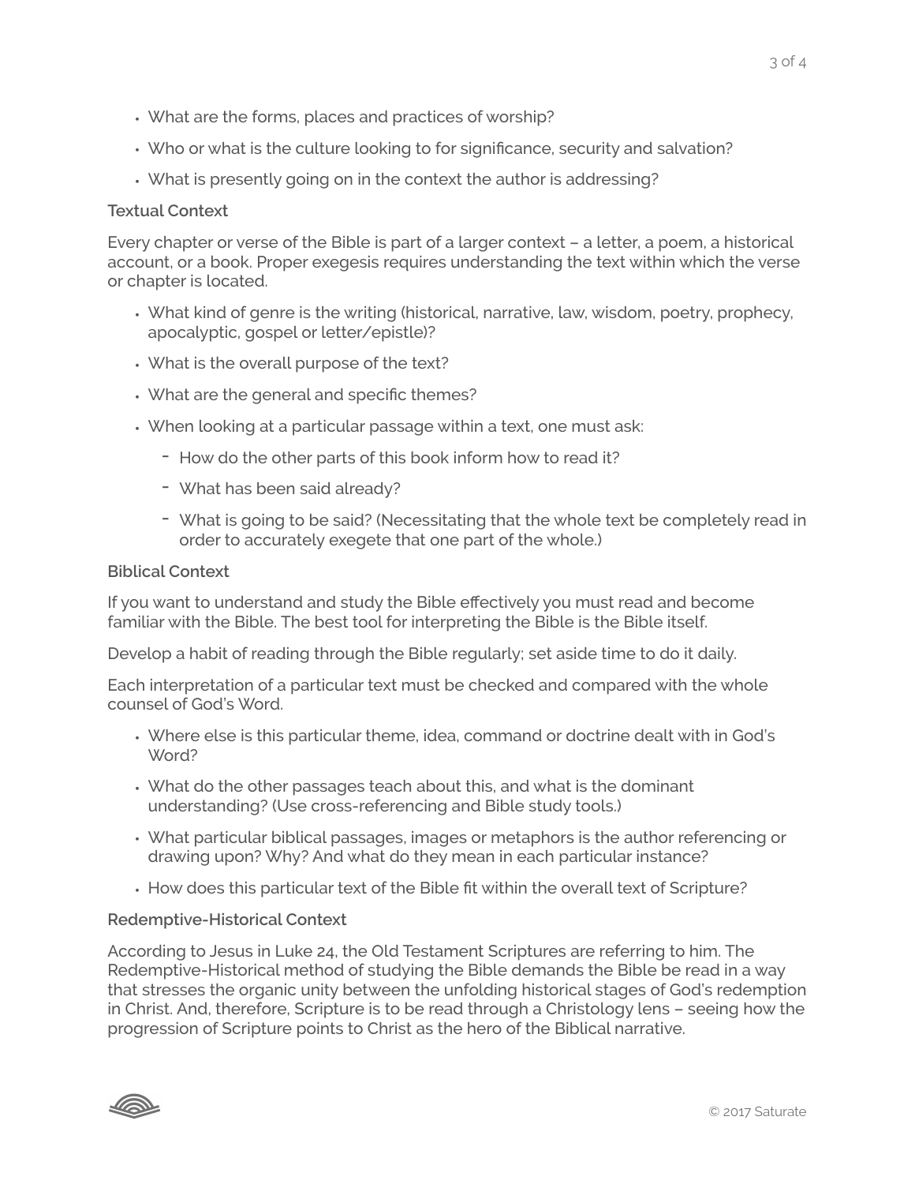- What are the forms, places and practices of worship?
- Who or what is the culture looking to for significance, security and salvation?
- What is presently going on in the context the author is addressing?

**Textual Context**

Every chapter or verse of the Bible is part of a larger context – a letter, a poem, a historical account, or a book. Proper exegesis requires understanding the text within which the verse or chapter is located.

- What kind of genre is the writing (historical, narrative, law, wisdom, poetry, prophecy, apocalyptic, gospel or letter/epistle)?
- What is the overall purpose of the text?
- What are the general and specific themes?
- When looking at a particular passage within a text, one must ask:
    - How do the other parts of this book inform how to read it?
    - What has been said already?
    - What is going to be said? (Necessitating that the whole text be completely read in order to accurately exegete that one part of the whole.)

**Biblical Context**

If you want to understand and study the Bible effectively you must read and become familiar with the Bible. The best tool for interpreting the Bible is the Bible itself.

Develop a habit of reading through the Bible regularly; set aside time to do it daily.

Each interpretation of a particular text must be checked and compared with the whole counsel of God's Word.

- Where else is this particular theme, idea, command or doctrine dealt with in God's Word?
- What do the other passages teach about this, and what is the dominant understanding? (Use cross-referencing and Bible study tools.)
- What particular biblical passages, images or metaphors is the author referencing or drawing upon? Why? And what do they mean in each particular instance?
- How does this particular text of the Bible fit within the overall text of Scripture?

**Redemptive-Historical Context**

According to Jesus in Luke 24, the Old Testament Scriptures are referring to him. The Redemptive-Historical method of studying the Bible demands the Bible be read in a way that stresses the organic unity between the unfolding historical stages of God's redemption in Christ. And, therefore, Scripture is to be read through a Christology lens – seeing how the progression of Scripture points to Christ as the hero of the Biblical narrative.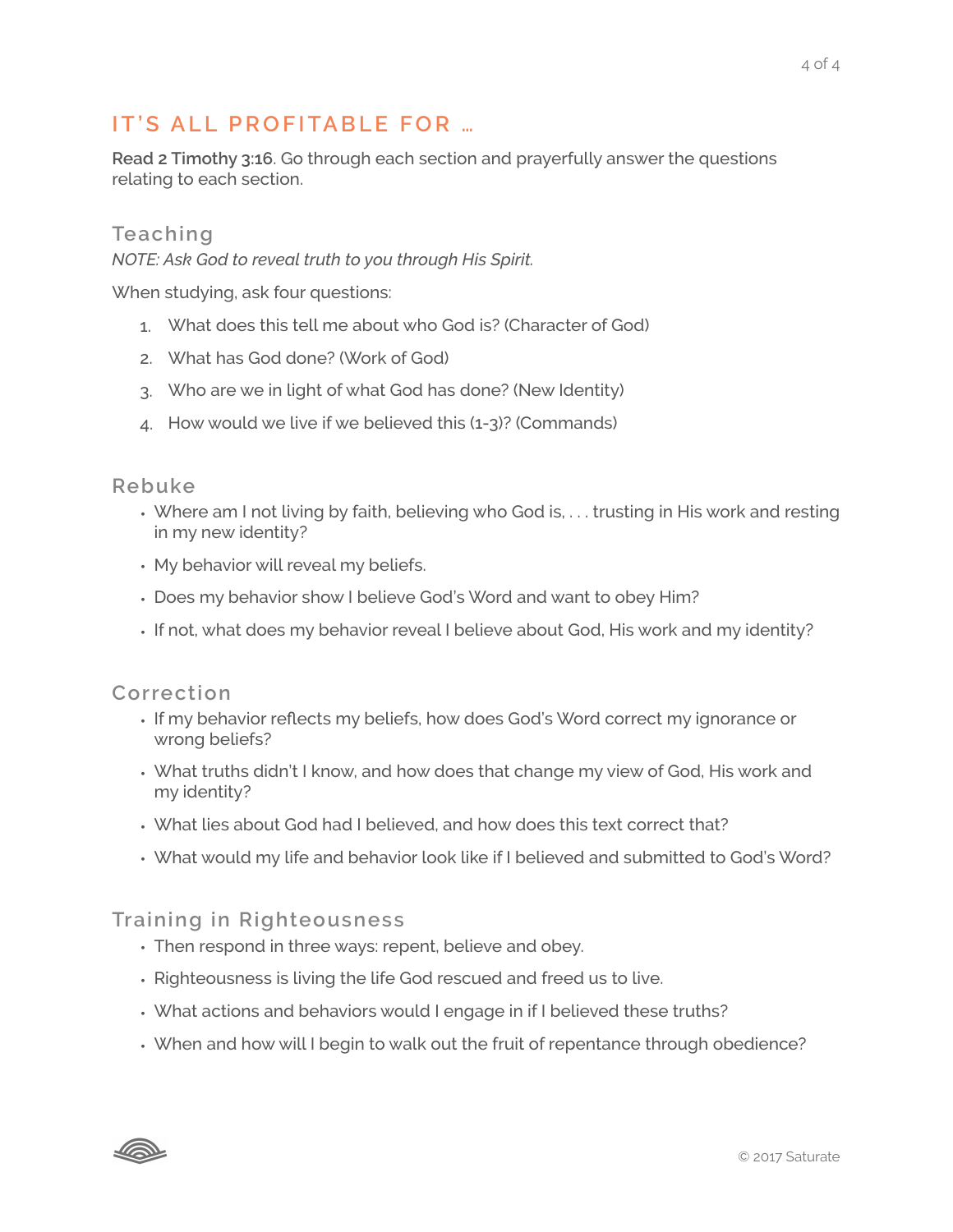## IT'S ALL PROFITABLE FOR …

**Read 2 Timothy 3:16**. Go through each section and prayerfully answer the questions relating to each section.

### Teaching

*NOTE: Ask God to reveal truth to you through His Spirit.*

When studying, ask four questions:

1. What does this tell me about who God is? (Character of God)
2. What has God done? (Work of God)
3. Who are we in light of what God has done? (New Identity)
4. How would we live if we believed this (1-3)? (Commands)

### Rebuke

- Where am I not living by faith, believing who God is, . . . trusting in His work and resting in my new identity?
- My behavior will reveal my beliefs.
- Does my behavior show I believe God's Word and want to obey Him?
- If not, what does my behavior reveal I believe about God, His work and my identity?

### Correction

- If my behavior reflects my beliefs, how does God's Word correct my ignorance or wrong beliefs?
- What truths didn't I know, and how does that change my view of God, His work and my identity?
- What lies about God had I believed, and how does this text correct that?
- What would my life and behavior look like if I believed and submitted to God's Word?

### Training in Righteousness

- Then respond in three ways: repent, believe and obey.
- Righteousness is living the life God rescued and freed us to live.
- What actions and behaviors would I engage in if I believed these truths?
- When and how will I begin to walk out the fruit of repentance through obedience?

© 2017 Saturate